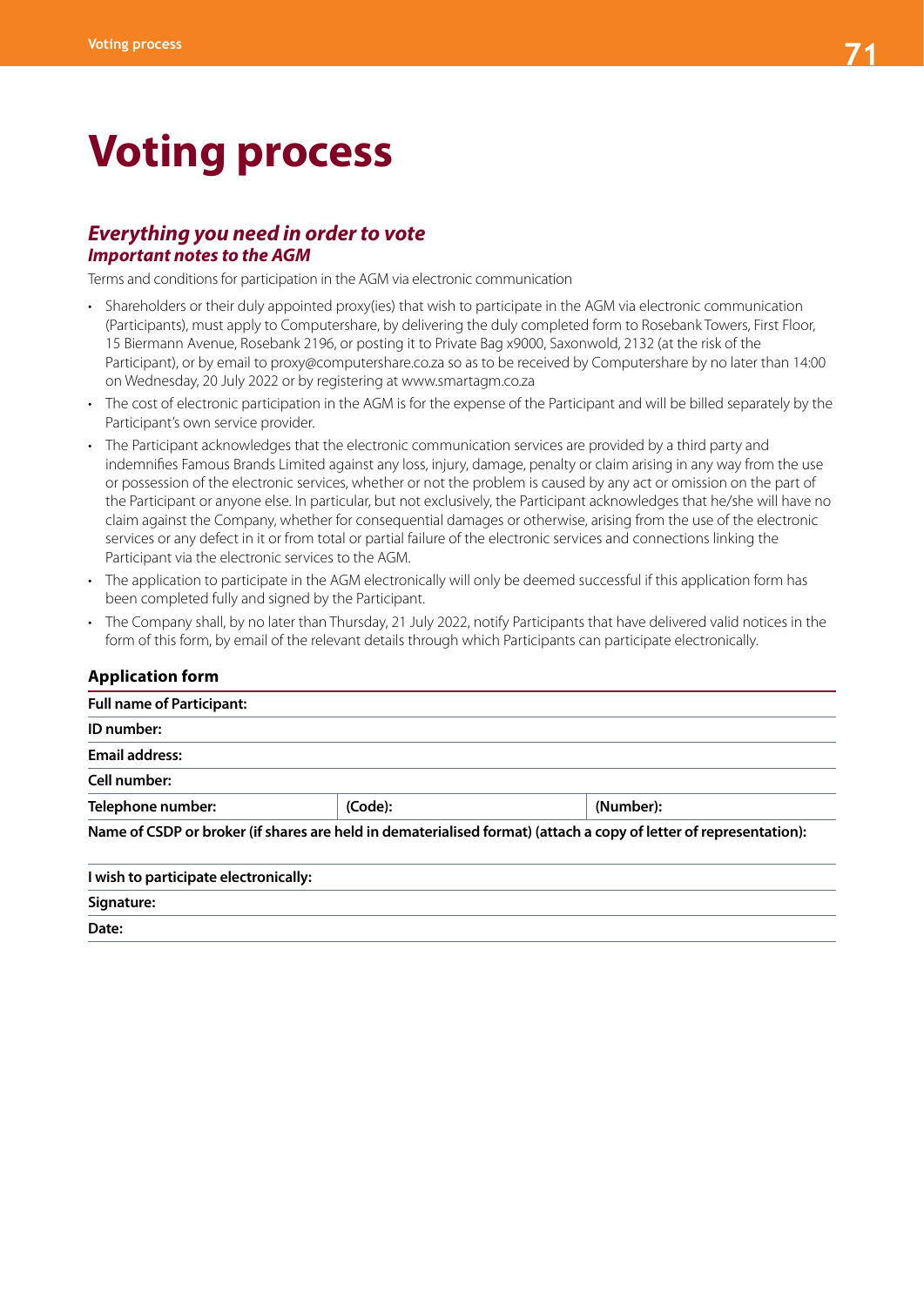# Voting process

## *Everything you need in order to vote*

### *Important notes to the AGM*

Terms and conditions for participation in the AGM via electronic communication

- Shareholders or their duly appointed proxy(ies) that wish to participate in the AGM via electronic communication (Participants), must apply to Computershare, by delivering the duly completed form to Rosebank Towers, First Floor, 15 Biermann Avenue, Rosebank 2196, or posting it to Private Bag x9000, Saxonwold, 2132 (at the risk of the Participant), or by email to proxy@computershare.co.za so as to be received by Computershare by no later than 14:00 on Wednesday, 20 July 2022 or by registering at www.smartagm.co.za
- The cost of electronic participation in the AGM is for the expense of the Participant and will be billed separately by the Participant's own service provider.
- The Participant acknowledges that the electronic communication services are provided by a third party and indemnifies Famous Brands Limited against any loss, injury, damage, penalty or claim arising in any way from the use or possession of the electronic services, whether or not the problem is caused by any act or omission on the part of the Participant or anyone else. In particular, but not exclusively, the Participant acknowledges that he/she will have no claim against the Company, whether for consequential damages or otherwise, arising from the use of the electronic services or any defect in it or from total or partial failure of the electronic services and connections linking the Participant via the electronic services to the AGM.
- The application to participate in the AGM electronically will only be deemed successful if this application form has been completed fully and signed by the Participant.
- The Company shall, by no later than Thursday, 21 July 2022, notify Participants that have delivered valid notices in the form of this form, by email of the relevant details through which Participants can participate electronically.

### Application form

**Full name of Participant:**

**ID number:**

**Email address:**

**Cell number:**

| **Telephone number:** | **(Code):** | **(Number):** |
|---|---|---|

**Name of CSDP or broker (if shares are held in dematerialised format) (attach a copy of letter of representation):**

**I wish to participate electronically:**

**Signature:**

**Date:**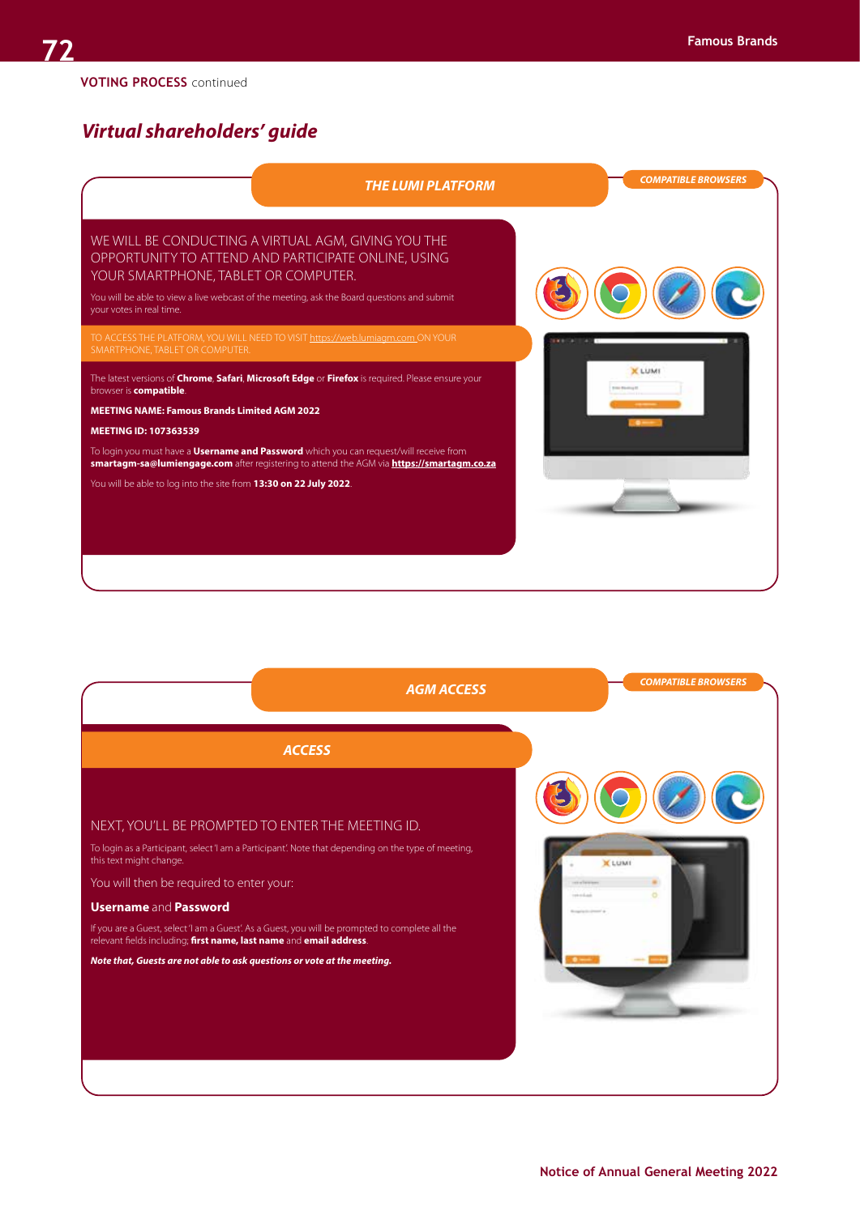VOTING PROCESS continued

## *Virtual shareholders' guide*

### *THE LUMI PLATFORM*

*COMPATIBLE BROWSERS*

WE WILL BE CONDUCTING A VIRTUAL AGM, GIVING YOU THE OPPORTUNITY TO ATTEND AND PARTICIPATE ONLINE, USING YOUR SMARTPHONE, TABLET OR COMPUTER.

You will be able to view a live webcast of the meeting, ask the Board questions and submit your votes in real time.

TO ACCESS THE PLATFORM, YOU WILL NEED TO VISIT https://web.lumiagm.com ON YOUR SMARTPHONE, TABLET OR COMPUTER.

The latest versions of **Chrome**, **Safari**, **Microsoft Edge** or **Firefox** is required. Please ensure your browser is **compatible**.

**MEETING NAME: Famous Brands Limited AGM 2022**

**MEETING ID: 107363539**

To login you must have a **Username and Password** which you can request/will receive from **smartagm-sa@lumiengage.com** after registering to attend the AGM via **https://smartagm.co.za**

You will be able to log into the site from **13:30 on 22 July 2022**.

### *AGM ACCESS*

*COMPATIBLE BROWSERS*

#### *ACCESS*

NEXT, YOU'LL BE PROMPTED TO ENTER THE MEETING ID.

To login as a Participant, select 'I am a Participant'. Note that depending on the type of meeting, this text might change.

You will then be required to enter your:

**Username** and **Password**

If you are a Guest, select 'I am a Guest'. As a Guest, you will be prompted to complete all the relevant fields including; **first name, last name** and **email address**.

***Note that, Guests are not able to ask questions or vote at the meeting.***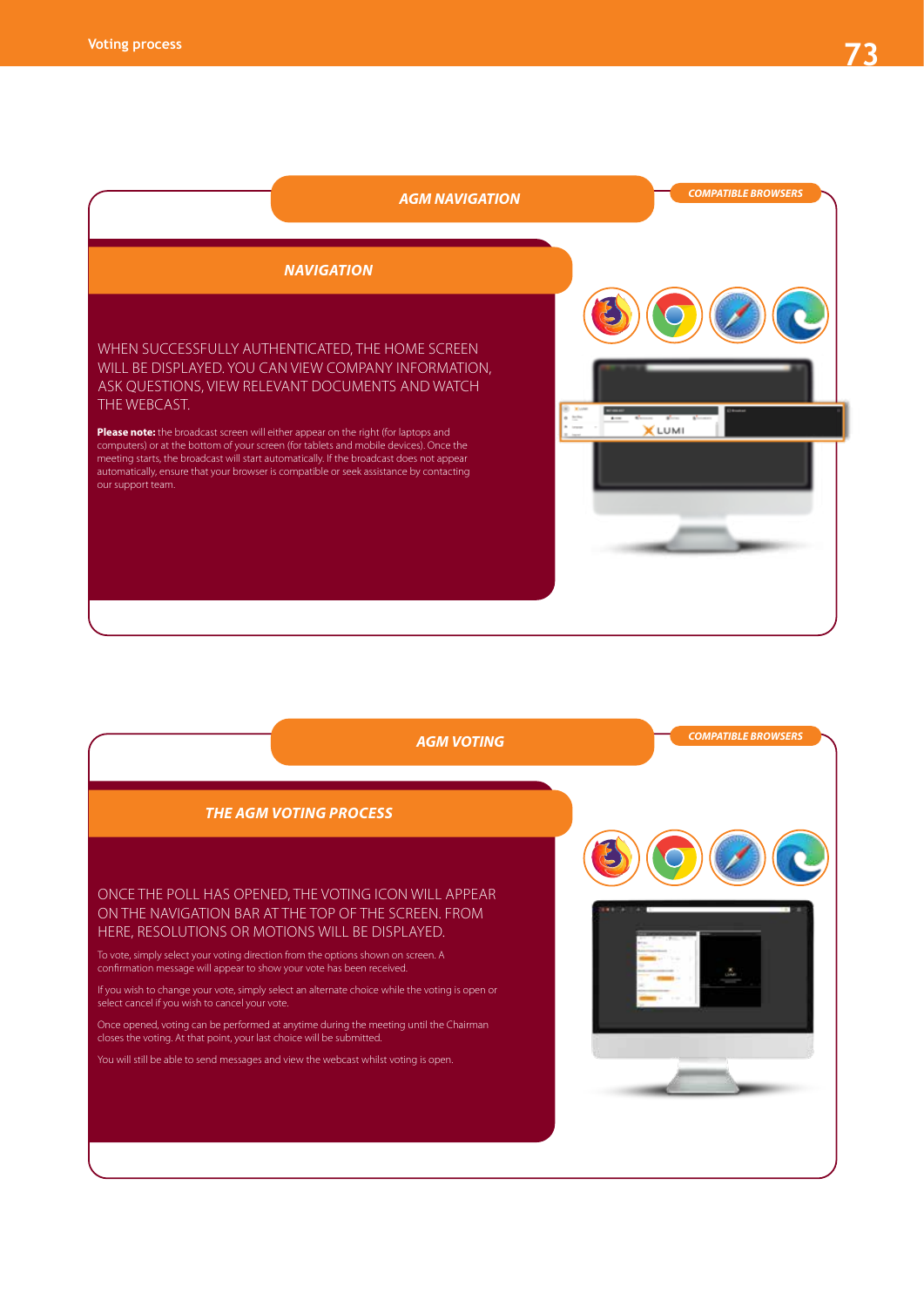## AGM NAVIGATION

COMPATIBLE BROWSERS

### NAVIGATION

WHEN SUCCESSFULLY AUTHENTICATED, THE HOME SCREEN WILL BE DISPLAYED. YOU CAN VIEW COMPANY INFORMATION, ASK QUESTIONS, VIEW RELEVANT DOCUMENTS AND WATCH THE WEBCAST.

**Please note:** the broadcast screen will either appear on the right (for laptops and computers) or at the bottom of your screen (for tablets and mobile devices). Once the meeting starts, the broadcast will start automatically. If the broadcast does not appear automatically, ensure that your browser is compatible or seek assistance by contacting our support team.

## AGM VOTING

COMPATIBLE BROWSERS

### THE AGM VOTING PROCESS

ONCE THE POLL HAS OPENED, THE VOTING ICON WILL APPEAR ON THE NAVIGATION BAR AT THE TOP OF THE SCREEN. FROM HERE, RESOLUTIONS OR MOTIONS WILL BE DISPLAYED.

To vote, simply select your voting direction from the options shown on screen. A confirmation message will appear to show your vote has been received.

If you wish to change your vote, simply select an alternate choice while the voting is open or select cancel if you wish to cancel your vote.

Once opened, voting can be performed at anytime during the meeting until the Chairman closes the voting. At that point, your last choice will be submitted.

You will still be able to send messages and view the webcast whilst voting is open.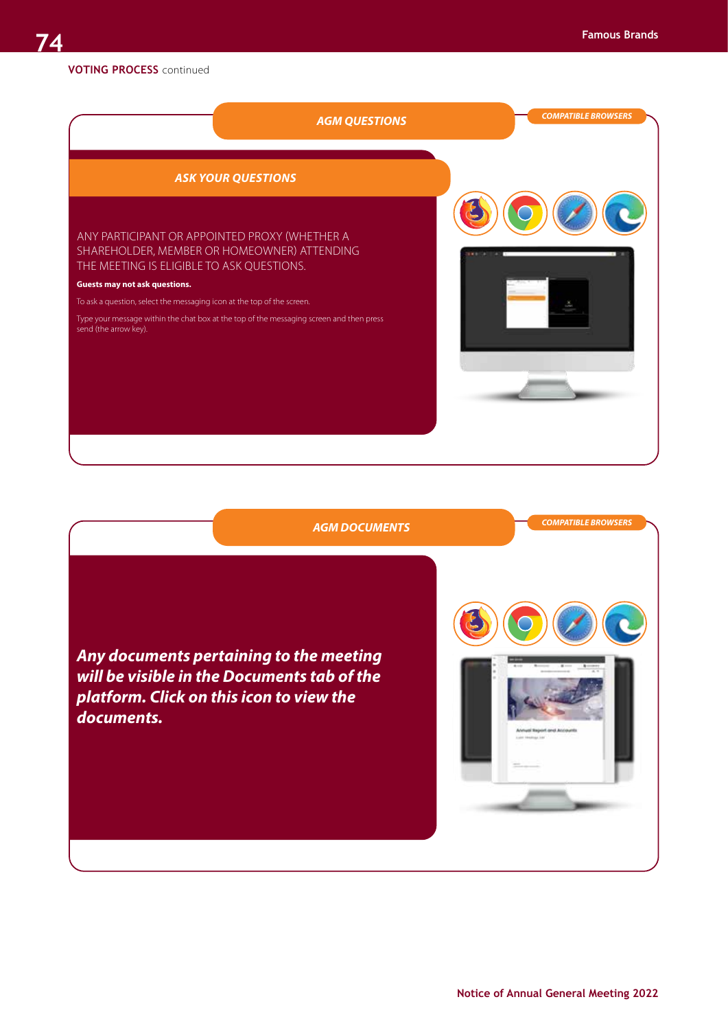**VOTING PROCESS** continued

## AGM QUESTIONS

**COMPATIBLE BROWSERS**

### ASK YOUR QUESTIONS

ANY PARTICIPANT OR APPOINTED PROXY (WHETHER A SHAREHOLDER, MEMBER OR HOMEOWNER) ATTENDING THE MEETING IS ELIGIBLE TO ASK QUESTIONS.

**Guests may not ask questions.**

To ask a question, select the messaging icon at the top of the screen.

Type your message within the chat box at the top of the messaging screen and then press send (the arrow key).

## AGM DOCUMENTS

**COMPATIBLE BROWSERS**

***Any documents pertaining to the meeting will be visible in the Documents tab of the platform. Click on this icon to view the documents.***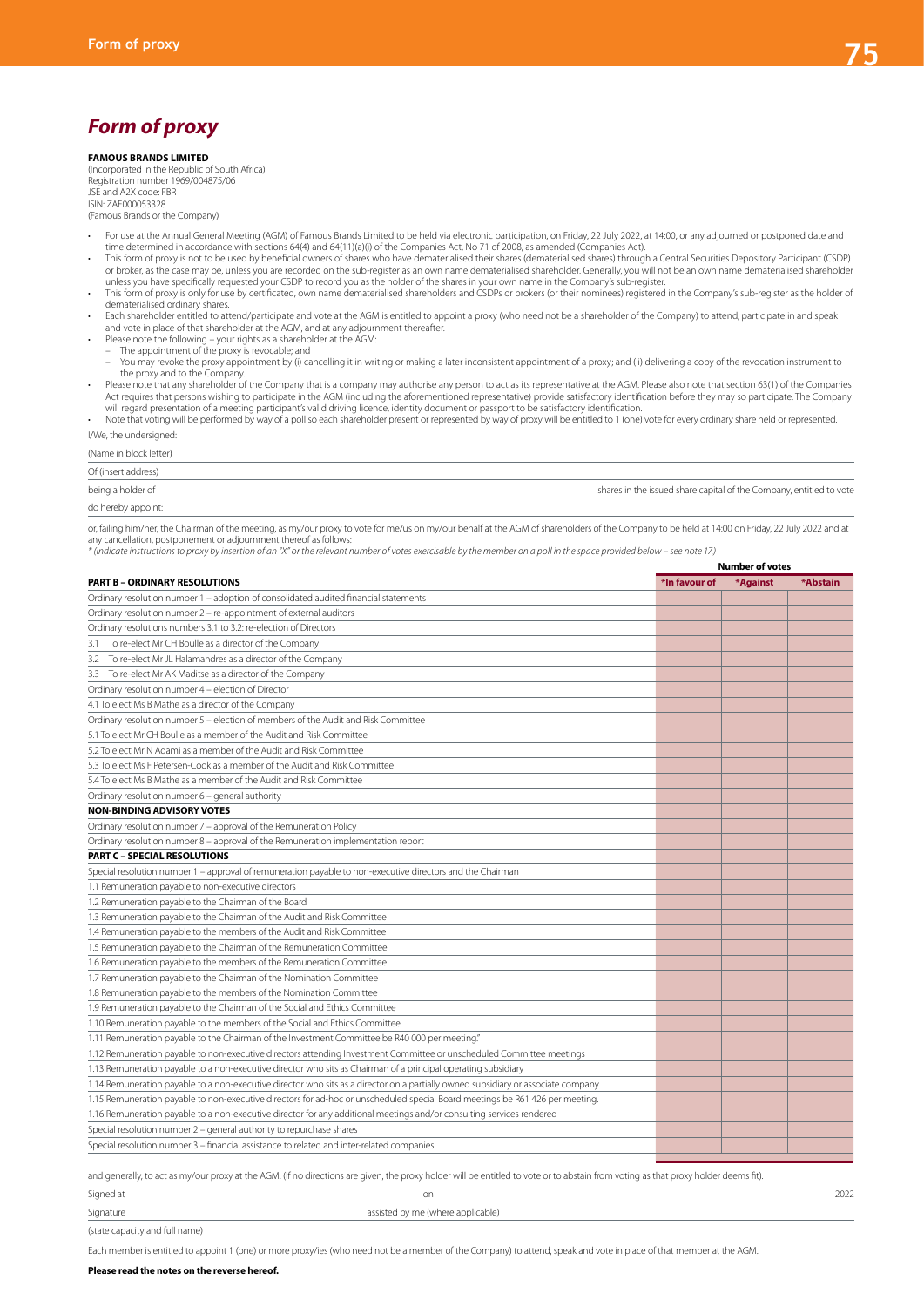# Form of proxy

**FAMOUS BRANDS LIMITED**
(Incorporated in the Republic of South Africa)
Registration number 1969/004875/06
JSE and A2X code: FBR
ISIN: ZAE000053328
(Famous Brands or the Company)

- For use at the Annual General Meeting (AGM) of Famous Brands Limited to be held via electronic participation, on Friday, 22 July 2022, at 14:00, or any adjourned or postponed date and time determined in accordance with sections 64(4) and 64(11)(a)(i) of the Companies Act, No 71 of 2008, as amended (Companies Act).
- This form of proxy is not to be used by beneficial owners of shares who have dematerialised their shares (dematerialised shares) through a Central Securities Depository Participant (CSDP) or broker, as the case may be, unless you are recorded on the sub-register as an own name dematerialised shareholder. Generally, you will not be an own name dematerialised shareholder unless you have specifically requested your CSDP to record you as the holder of the shares in your own name in the Company's sub-register.
- This form of proxy is only for use by certificated, own name dematerialised shareholders and CSDPs or brokers (or their nominees) registered in the Company's sub-register as the holder of dematerialised ordinary shares.
- Each shareholder entitled to attend/participate and vote at the AGM is entitled to appoint a proxy (who need not be a shareholder of the Company) to attend, participate in and speak and vote in place of that shareholder at the AGM, and at any adjournment thereafter.
- Please note the following – your rights as a shareholder at the AGM:
  - The appointment of the proxy is revocable; and
  - You may revoke the proxy appointment by (i) cancelling it in writing or making a later inconsistent appointment of a proxy; and (ii) delivering a copy of the revocation instrument to the proxy and to the Company.
- Please note that any shareholder of the Company that is a company may authorise any person to act as its representative at the AGM. Please also note that section 63(1) of the Companies Act requires that persons wishing to participate in the AGM (including the aforementioned representative) provide satisfactory identification before they may so participate. The Company will regard presentation of a meeting participant's valid driving licence, identity document or passport to be satisfactory identification.
- Note that voting will be performed by way of a poll so each shareholder present or represented by way of proxy will be entitled to 1 (one) vote for every ordinary share held or represented.

I/We, the undersigned:

(Name in block letter) ____________________

Of (insert address) ____________________

being a holder of ____________________ shares in the issued share capital of the Company, entitled to vote

do hereby appoint: ____________________

or, failing him/her, the Chairman of the meeting, as my/our proxy to vote for me/us on my/our behalf at the AGM of shareholders of the Company to be held at 14:00 on Friday, 22 July 2022 and at any cancellation, postponement or adjournment thereof as follows:

*\* (Indicate instructions to proxy by insertion of an "X" or the relevant number of votes exercisable by the member on a poll in the space provided below – see note 17.)*

| | Number of votes | | |
|---|---|---|---|
| **PART B – ORDINARY RESOLUTIONS** | ***In favour of** | ***Against** | ***Abstain** |
| Ordinary resolution number 1 – adoption of consolidated audited financial statements | | | |
| Ordinary resolution number 2 – re-appointment of external auditors | | | |
| Ordinary resolutions numbers 3.1 to 3.2: re-election of Directors | | | |
| 3.1 To re-elect Mr CH Boulle as a director of the Company | | | |
| 3.2 To re-elect Mr JL Halamandres as a director of the Company | | | |
| 3.3 To re-elect Mr AK Maditse as a director of the Company | | | |
| Ordinary resolution number 4 – election of Director | | | |
| 4.1 To elect Ms B Mathe as a director of the Company | | | |
| Ordinary resolution number 5 – election of members of the Audit and Risk Committee | | | |
| 5.1 To elect Mr CH Boulle as a member of the Audit and Risk Committee | | | |
| 5.2 To elect Mr N Adami as a member of the Audit and Risk Committee | | | |
| 5.3 To elect Ms F Petersen-Cook as a member of the Audit and Risk Committee | | | |
| 5.4 To elect Ms B Mathe as a member of the Audit and Risk Committee | | | |
| Ordinary resolution number 6 – general authority | | | |
| **NON-BINDING ADVISORY VOTES** | | | |
| Ordinary resolution number 7 – approval of the Remuneration Policy | | | |
| Ordinary resolution number 8 – approval of the Remuneration implementation report | | | |
| **PART C – SPECIAL RESOLUTIONS** | | | |
| Special resolution number 1 – approval of remuneration payable to non-executive directors and the Chairman | | | |
| 1.1 Remuneration payable to non-executive directors | | | |
| 1.2 Remuneration payable to the Chairman of the Board | | | |
| 1.3 Remuneration payable to the Chairman of the Audit and Risk Committee | | | |
| 1.4 Remuneration payable to the members of the Audit and Risk Committee | | | |
| 1.5 Remuneration payable to the Chairman of the Remuneration Committee | | | |
| 1.6 Remuneration payable to the members of the Remuneration Committee | | | |
| 1.7 Remuneration payable to the Chairman of the Nomination Committee | | | |
| 1.8 Remuneration payable to the members of the Nomination Committee | | | |
| 1.9 Remuneration payable to the Chairman of the Social and Ethics Committee | | | |
| 1.10 Remuneration payable to the members of the Social and Ethics Committee | | | |
| 1.11 Remuneration payable to the Chairman of the Investment Committee be R40 000 per meeting." | | | |
| 1.12 Remuneration payable to non-executive directors attending Investment Committee or unscheduled Committee meetings | | | |
| 1.13 Remuneration payable to a non-executive director who sits as Chairman of a principal operating subsidiary | | | |
| 1.14 Remuneration payable to a non-executive director who sits as a director on a partially owned subsidiary or associate company | | | |
| 1.15 Remuneration payable to non-executive directors for ad-hoc or unscheduled special Board meetings be R61 426 per meeting. | | | |
| 1.16 Remuneration payable to a non-executive director for any additional meetings and/or consulting services rendered | | | |
| Special resolution number 2 – general authority to repurchase shares | | | |
| Special resolution number 3 – financial assistance to related and inter-related companies | | | |

and generally, to act as my/our proxy at the AGM. (If no directions are given, the proxy holder will be entitled to vote or to abstain from voting as that proxy holder deems fit).

Signed at ____________________ on ____________________ 2022

Signature ____________________ assisted by me (where applicable) ____________________

(state capacity and full name)

Each member is entitled to appoint 1 (one) or more proxy/ies (who need not be a member of the Company) to attend, speak and vote in place of that member at the AGM.

**Please read the notes on the reverse hereof.**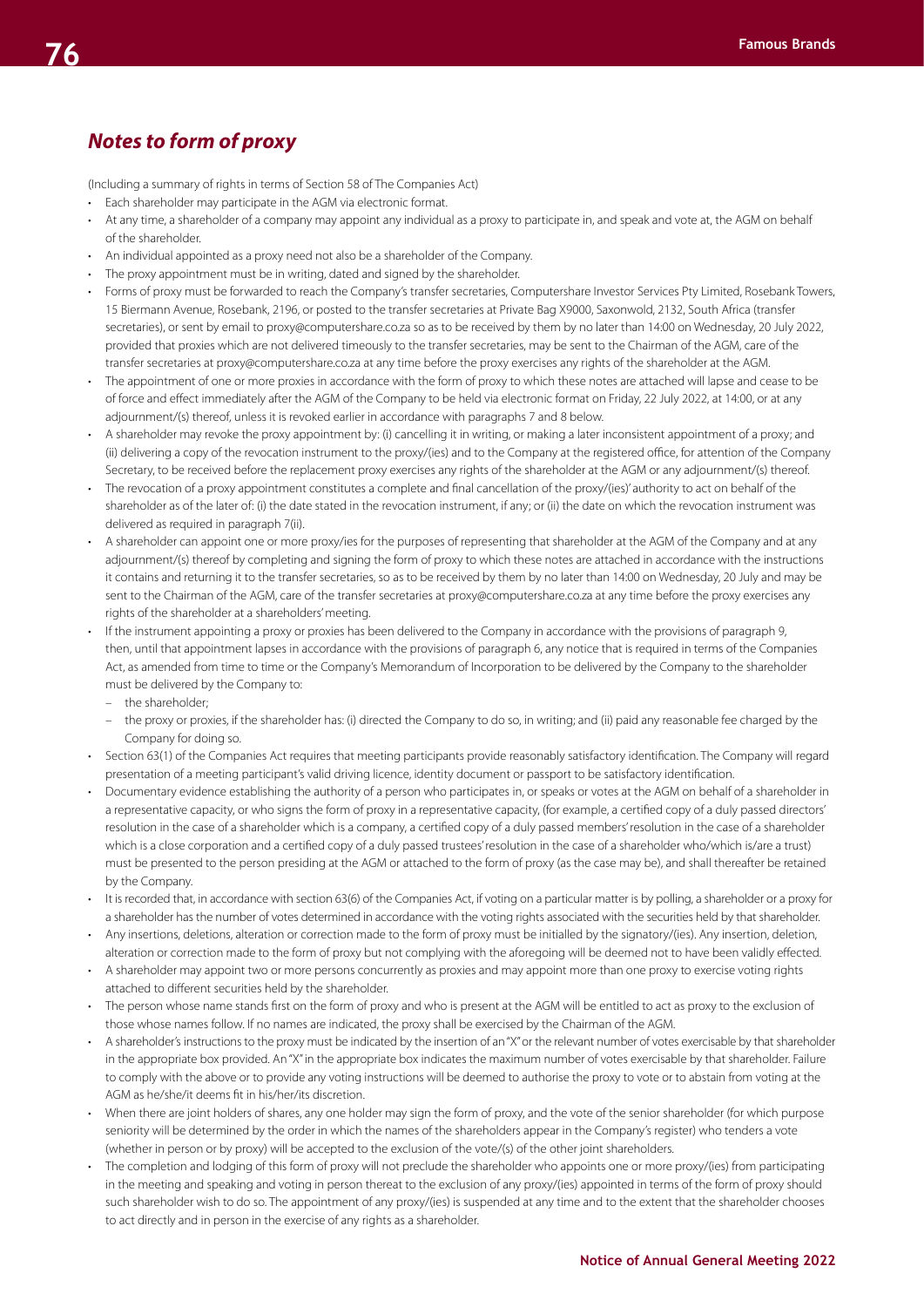## *Notes to form of proxy*

(Including a summary of rights in terms of Section 58 of The Companies Act)

- Each shareholder may participate in the AGM via electronic format.
- At any time, a shareholder of a company may appoint any individual as a proxy to participate in, and speak and vote at, the AGM on behalf of the shareholder.
- An individual appointed as a proxy need not also be a shareholder of the Company.
- The proxy appointment must be in writing, dated and signed by the shareholder.
- Forms of proxy must be forwarded to reach the Company's transfer secretaries, Computershare Investor Services Pty Limited, Rosebank Towers, 15 Biermann Avenue, Rosebank, 2196, or posted to the transfer secretaries at Private Bag X9000, Saxonwold, 2132, South Africa (transfer secretaries), or sent by email to proxy@computershare.co.za so as to be received by them by no later than 14:00 on Wednesday, 20 July 2022, provided that proxies which are not delivered timeously to the transfer secretaries, may be sent to the Chairman of the AGM, care of the transfer secretaries at proxy@computershare.co.za at any time before the proxy exercises any rights of the shareholder at the AGM.
- The appointment of one or more proxies in accordance with the form of proxy to which these notes are attached will lapse and cease to be of force and effect immediately after the AGM of the Company to be held via electronic format on Friday, 22 July 2022, at 14:00, or at any adjournment/(s) thereof, unless it is revoked earlier in accordance with paragraphs 7 and 8 below.
- A shareholder may revoke the proxy appointment by: (i) cancelling it in writing, or making a later inconsistent appointment of a proxy; and (ii) delivering a copy of the revocation instrument to the proxy/(ies) and to the Company at the registered office, for attention of the Company Secretary, to be received before the replacement proxy exercises any rights of the shareholder at the AGM or any adjournment/(s) thereof.
- The revocation of a proxy appointment constitutes a complete and final cancellation of the proxy/(ies)' authority to act on behalf of the shareholder as of the later of: (i) the date stated in the revocation instrument, if any; or (ii) the date on which the revocation instrument was delivered as required in paragraph 7(ii).
- A shareholder can appoint one or more proxy/ies for the purposes of representing that shareholder at the AGM of the Company and at any adjournment/(s) thereof by completing and signing the form of proxy to which these notes are attached in accordance with the instructions it contains and returning it to the transfer secretaries, so as to be received by them by no later than 14:00 on Wednesday, 20 July and may be sent to the Chairman of the AGM, care of the transfer secretaries at proxy@computershare.co.za at any time before the proxy exercises any rights of the shareholder at a shareholders' meeting.
- If the instrument appointing a proxy or proxies has been delivered to the Company in accordance with the provisions of paragraph 9, then, until that appointment lapses in accordance with the provisions of paragraph 6, any notice that is required in terms of the Companies Act, as amended from time to time or the Company's Memorandum of Incorporation to be delivered by the Company to the shareholder must be delivered by the Company to:
  - the shareholder;
  - the proxy or proxies, if the shareholder has: (i) directed the Company to do so, in writing; and (ii) paid any reasonable fee charged by the Company for doing so.
- Section 63(1) of the Companies Act requires that meeting participants provide reasonably satisfactory identification. The Company will regard presentation of a meeting participant's valid driving licence, identity document or passport to be satisfactory identification.
- Documentary evidence establishing the authority of a person who participates in, or speaks or votes at the AGM on behalf of a shareholder in a representative capacity, or who signs the form of proxy in a representative capacity, (for example, a certified copy of a duly passed directors' resolution in the case of a shareholder which is a company, a certified copy of a duly passed members' resolution in the case of a shareholder which is a close corporation and a certified copy of a duly passed trustees' resolution in the case of a shareholder who/which is/are a trust) must be presented to the person presiding at the AGM or attached to the form of proxy (as the case may be), and shall thereafter be retained by the Company.
- It is recorded that, in accordance with section 63(6) of the Companies Act, if voting on a particular matter is by polling, a shareholder or a proxy for a shareholder has the number of votes determined in accordance with the voting rights associated with the securities held by that shareholder.
- Any insertions, deletions, alteration or correction made to the form of proxy must be initialled by the signatory/(ies). Any insertion, deletion, alteration or correction made to the form of proxy but not complying with the aforegoing will be deemed not to have been validly effected.
- A shareholder may appoint two or more persons concurrently as proxies and may appoint more than one proxy to exercise voting rights attached to different securities held by the shareholder.
- The person whose name stands first on the form of proxy and who is present at the AGM will be entitled to act as proxy to the exclusion of those whose names follow. If no names are indicated, the proxy shall be exercised by the Chairman of the AGM.
- A shareholder's instructions to the proxy must be indicated by the insertion of an "X" or the relevant number of votes exercisable by that shareholder in the appropriate box provided. An "X" in the appropriate box indicates the maximum number of votes exercisable by that shareholder. Failure to comply with the above or to provide any voting instructions will be deemed to authorise the proxy to vote or to abstain from voting at the AGM as he/she/it deems fit in his/her/its discretion.
- When there are joint holders of shares, any one holder may sign the form of proxy, and the vote of the senior shareholder (for which purpose seniority will be determined by the order in which the names of the shareholders appear in the Company's register) who tenders a vote (whether in person or by proxy) will be accepted to the exclusion of the vote/(s) of the other joint shareholders.
- The completion and lodging of this form of proxy will not preclude the shareholder who appoints one or more proxy/(ies) from participating in the meeting and speaking and voting in person thereat to the exclusion of any proxy/(ies) appointed in terms of the form of proxy should such shareholder wish to do so. The appointment of any proxy/(ies) is suspended at any time and to the extent that the shareholder chooses to act directly and in person in the exercise of any rights as a shareholder.